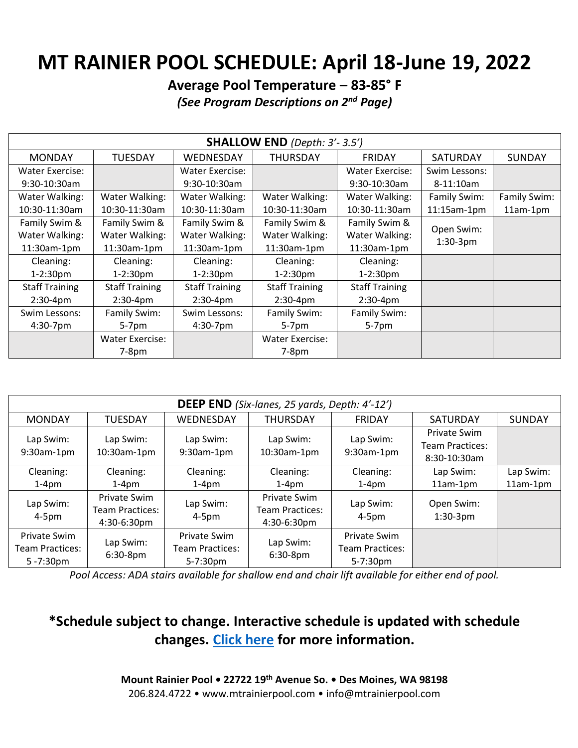# MT RAINIER POOL SCHEDULE: April 18-June 19, 2022

**Average Pool Temperature – 83-85˚ F**

***(See Program Descriptions on 2nd Page)***

| **SHALLOW END** *(Depth: 3'- 3.5')* | | | | | | |
|---|---|---|---|---|---|---|
| MONDAY | TUESDAY | WEDNESDAY | THURSDAY | FRIDAY | SATURDAY | SUNDAY |
| Water Exercise: 9:30-10:30am | | Water Exercise: 9:30-10:30am | | Water Exercise: 9:30-10:30am | Swim Lessons: 8-11:10am | |
| Water Walking: 10:30-11:30am | Water Walking: 10:30-11:30am | Water Walking: 10:30-11:30am | Water Walking: 10:30-11:30am | Water Walking: 10:30-11:30am | Family Swim: 11:15am-1pm | Family Swim: 11am-1pm |
| Family Swim & Water Walking: 11:30am-1pm | Family Swim & Water Walking: 11:30am-1pm | Family Swim & Water Walking: 11:30am-1pm | Family Swim & Water Walking: 11:30am-1pm | Family Swim & Water Walking: 11:30am-1pm | Open Swim: 1:30-3pm | |
| Cleaning: 1-2:30pm | Cleaning: 1-2:30pm | Cleaning: 1-2:30pm | Cleaning: 1-2:30pm | Cleaning: 1-2:30pm | | |
| Staff Training 2:30-4pm | Staff Training 2:30-4pm | Staff Training 2:30-4pm | Staff Training 2:30-4pm | Staff Training 2:30-4pm | | |
| Swim Lessons: 4:30-7pm | Family Swim: 5-7pm | Swim Lessons: 4:30-7pm | Family Swim: 5-7pm | Family Swim: 5-7pm | | |
| | Water Exercise: 7-8pm | | Water Exercise: 7-8pm | | | |

| **DEEP END** *(Six-lanes, 25 yards, Depth: 4'-12')* | | | | | | |
|---|---|---|---|---|---|---|
| MONDAY | TUESDAY | WEDNESDAY | THURSDAY | FRIDAY | SATURDAY | SUNDAY |
| Lap Swim: 9:30am-1pm | Lap Swim: 10:30am-1pm | Lap Swim: 9:30am-1pm | Lap Swim: 10:30am-1pm | Lap Swim: 9:30am-1pm | Private Swim Team Practices: 8:30-10:30am | |
| Cleaning: 1-4pm | Cleaning: 1-4pm | Cleaning: 1-4pm | Cleaning: 1-4pm | Cleaning: 1-4pm | Lap Swim: 11am-1pm | Lap Swim: 11am-1pm |
| Lap Swim: 4-5pm | Private Swim Team Practices: 4:30-6:30pm | Lap Swim: 4-5pm | Private Swim Team Practices: 4:30-6:30pm | Lap Swim: 4-5pm | Open Swim: 1:30-3pm | |
| Private Swim Team Practices: 5 -7:30pm | Lap Swim: 6:30-8pm | Private Swim Team Practices: 5-7:30pm | Lap Swim: 6:30-8pm | Private Swim Team Practices: 5-7:30pm | | |

*Pool Access: ADA stairs available for shallow end and chair lift available for either end of pool.*

## *Schedule subject to change. Interactive schedule is updated with schedule changes. [Click here]() for more information.

**Mount Rainier Pool • 22722 19th Avenue So. • Des Moines, WA 98198**

206.824.4722 • www.mtrainierpool.com • info@mtrainierpool.com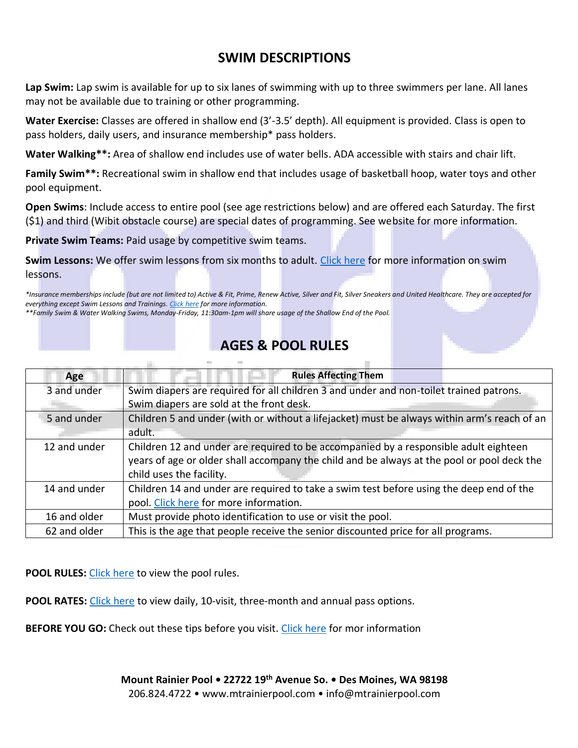## SWIM DESCRIPTIONS

**Lap Swim:** Lap swim is available for up to six lanes of swimming with up to three swimmers per lane. All lanes may not be available due to training or other programming.

**Water Exercise:** Classes are offered in shallow end (3'-3.5' depth). All equipment is provided. Class is open to pass holders, daily users, and insurance membership* pass holders.

**Water Walking**:** Area of shallow end includes use of water bells. ADA accessible with stairs and chair lift.

**Family Swim**:** Recreational swim in shallow end that includes usage of basketball hoop, water toys and other pool equipment.

**Open Swims**: Include access to entire pool (see age restrictions below) and are offered each Saturday. The first ($1) and third (Wibit obstacle course) are special dates of programming. See website for more information.

**Private Swim Teams:** Paid usage by competitive swim teams.

**Swim Lessons:** We offer swim lessons from six months to adult. Click here for more information on swim lessons.

*\*Insurance memberships include (but are not limited to) Active & Fit, Prime, Renew Active, Silver and Fit, Silver Sneakers and United Healthcare. They are accepted for everything except Swim Lessons and Trainings. Click here for more information.*
*\*\*Family Swim & Water Walking Swims, Monday-Friday, 11:30am-1pm will share usage of the Shallow End of the Pool.*

## AGES & POOL RULES

| Age | Rules Affecting Them |
|---|---|
| 3 and under | Swim diapers are required for all children 3 and under and non-toilet trained patrons. Swim diapers are sold at the front desk. |
| 5 and under | Children 5 and under (with or without a lifejacket) must be always within arm's reach of an adult. |
| 12 and under | Children 12 and under are required to be accompanied by a responsible adult eighteen years of age or older shall accompany the child and be always at the pool or pool deck the child uses the facility. |
| 14 and under | Children 14 and under are required to take a swim test before using the deep end of the pool. Click here for more information. |
| 16 and older | Must provide photo identification to use or visit the pool. |
| 62 and older | This is the age that people receive the senior discounted price for all programs. |

**POOL RULES:** Click here to view the pool rules.

**POOL RATES:** Click here to view daily, 10-visit, three-month and annual pass options.

**BEFORE YOU GO:** Check out these tips before you visit. Click here for mor information

**Mount Rainier Pool • 22722 19th Avenue So. • Des Moines, WA 98198**
206.824.4722 • www.mtrainierpool.com • info@mtrainierpool.com